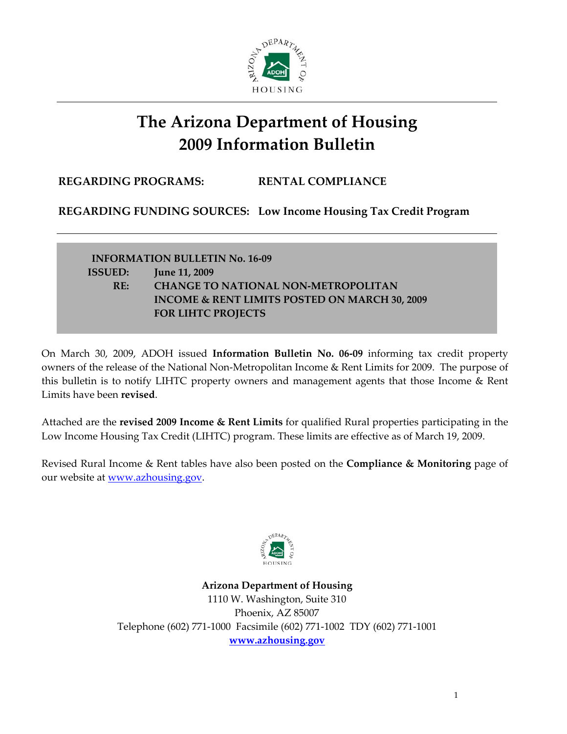# The Arizona Department of Housing
# 2009 Information Bulletin

**REGARDING PROGRAMS:** **RENTAL COMPLIANCE**

**REGARDING FUNDING SOURCES:** **Low Income Housing Tax Credit Program**

---

**INFORMATION BULLETIN No. 16-09**
**ISSUED:** **June 11, 2009**
**RE:** **CHANGE TO NATIONAL NON-METROPOLITAN INCOME & RENT LIMITS POSTED ON MARCH 30, 2009 FOR LIHTC PROJECTS**

On March 30, 2009, ADOH issued **Information Bulletin No. 06-09** informing tax credit property owners of the release of the National Non-Metropolitan Income & Rent Limits for 2009. The purpose of this bulletin is to notify LIHTC property owners and management agents that those Income & Rent Limits have been **revised**.

Attached are the **revised 2009 Income & Rent Limits** for qualified Rural properties participating in the Low Income Housing Tax Credit (LIHTC) program. These limits are effective as of March 19, 2009.

Revised Rural Income & Rent tables have also been posted on the **Compliance & Monitoring** page of our website at www.azhousing.gov.

**Arizona Department of Housing**
1110 W. Washington, Suite 310
Phoenix, AZ 85007
Telephone (602) 771-1000 Facsimile (602) 771-1002 TDY (602) 771-1001
**www.azhousing.gov**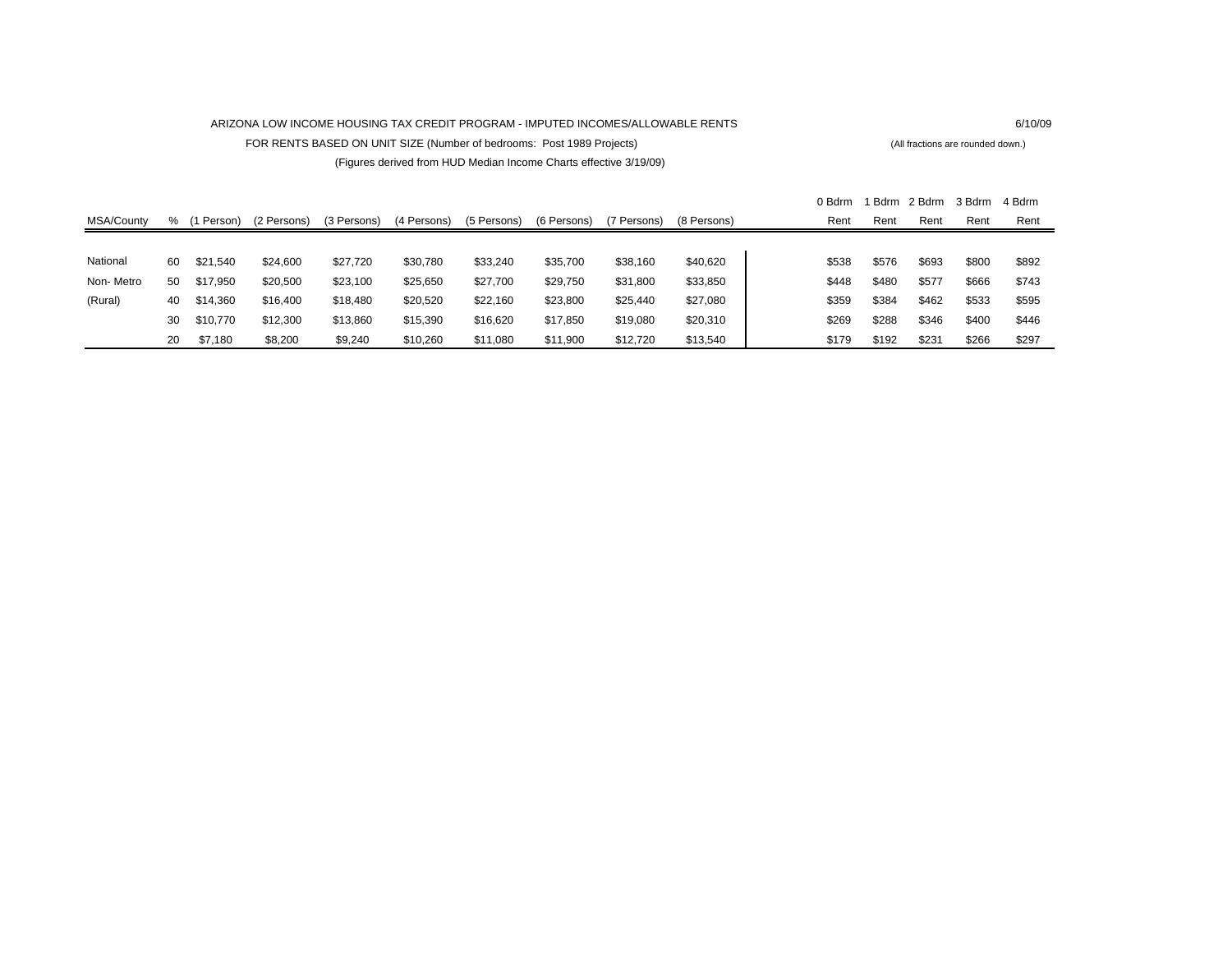ARIZONA LOW INCOME HOUSING TAX CREDIT PROGRAM - IMPUTED INCOMES/ALLOWABLE RENTS

6/10/09

FOR RENTS BASED ON UNIT SIZE (Number of bedrooms: Post 1989 Projects)

(All fractions are rounded down.)

(Figures derived from HUD Median Income Charts effective 3/19/09)

| MSA/County | % | (1 Person) | (2 Persons) | (3 Persons) | (4 Persons) | (5 Persons) | (6 Persons) | (7 Persons) | (8 Persons) | 0 Bdrm Rent | 1 Bdrm Rent | 2 Bdrm Rent | 3 Bdrm Rent | 4 Bdrm Rent |
|---|---|---|---|---|---|---|---|---|---|---|---|---|---|---|
| National | 60 | $21,540 | $24,600 | $27,720 | $30,780 | $33,240 | $35,700 | $38,160 | $40,620 | $538 | $576 | $693 | $800 | $892 |
| Non- Metro | 50 | $17,950 | $20,500 | $23,100 | $25,650 | $27,700 | $29,750 | $31,800 | $33,850 | $448 | $480 | $577 | $666 | $743 |
| (Rural) | 40 | $14,360 | $16,400 | $18,480 | $20,520 | $22,160 | $23,800 | $25,440 | $27,080 | $359 | $384 | $462 | $533 | $595 |
| | 30 | $10,770 | $12,300 | $13,860 | $15,390 | $16,620 | $17,850 | $19,080 | $20,310 | $269 | $288 | $346 | $400 | $446 |
| | 20 | $7,180 | $8,200 | $9,240 | $10,260 | $11,080 | $11,900 | $12,720 | $13,540 | $179 | $192 | $231 | $266 | $297 |